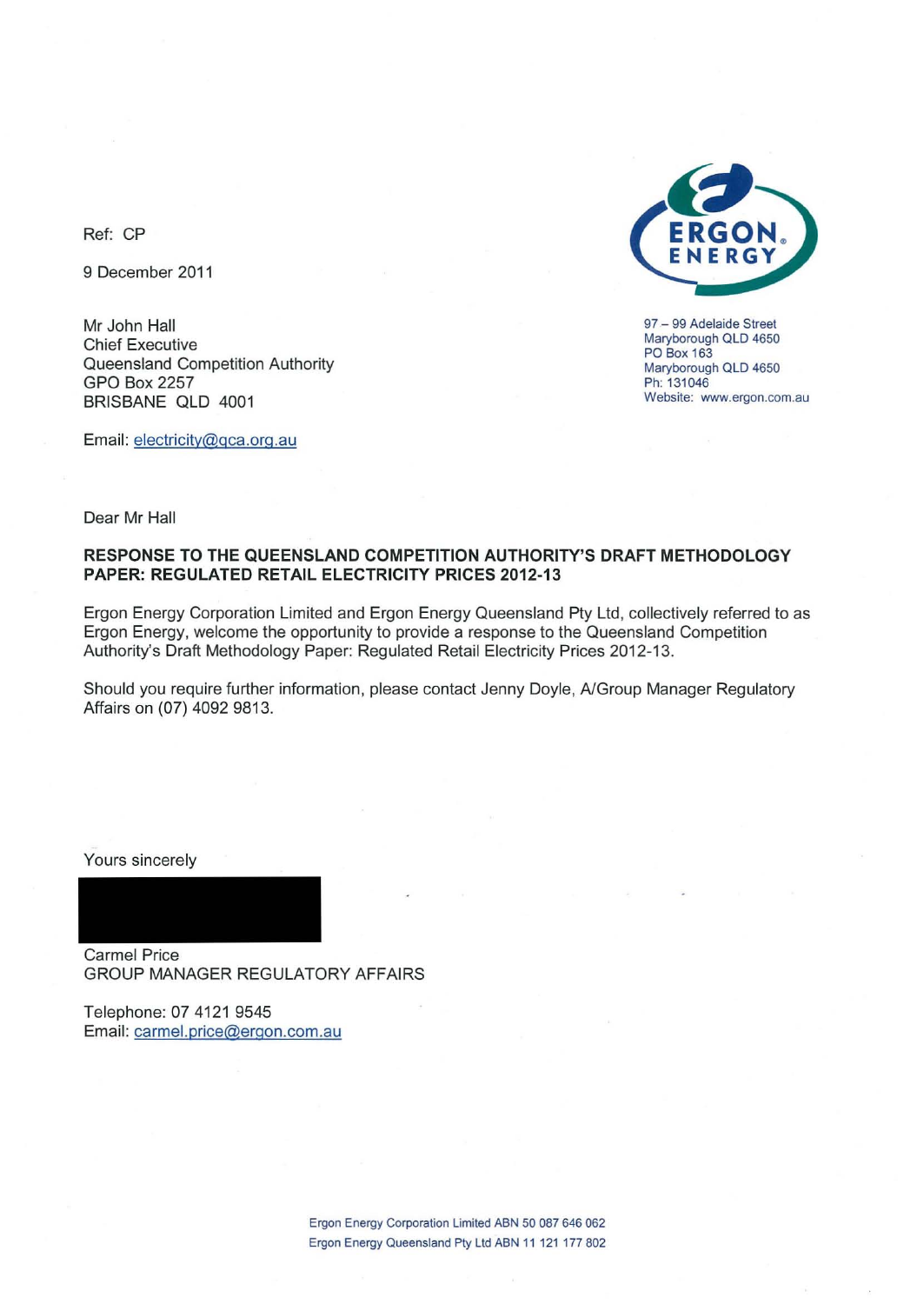Ref: CP

9 December 2011

Mr John Hall
Chief Executive
Queensland Competition Authority
GPO Box 2257
BRISBANE QLD 4001

Email: electricity@qca.org.au

ERGON ENERGY

97 – 99 Adelaide Street
Maryborough QLD 4650
PO Box 163
Maryborough QLD 4650
Ph: 131046
Website: www.ergon.com.au

Dear Mr Hall

**RESPONSE TO THE QUEENSLAND COMPETITION AUTHORITY'S DRAFT METHODOLOGY PAPER: REGULATED RETAIL ELECTRICITY PRICES 2012-13**

Ergon Energy Corporation Limited and Ergon Energy Queensland Pty Ltd, collectively referred to as Ergon Energy, welcome the opportunity to provide a response to the Queensland Competition Authority's Draft Methodology Paper: Regulated Retail Electricity Prices 2012-13.

Should you require further information, please contact Jenny Doyle, A/Group Manager Regulatory Affairs on (07) 4092 9813.

Yours sincerely

Carmel Price
GROUP MANAGER REGULATORY AFFAIRS

Telephone: 07 4121 9545
Email: carmel.price@ergon.com.au

Ergon Energy Corporation Limited ABN 50 087 646 062
Ergon Energy Queensland Pty Ltd ABN 11 121 177 802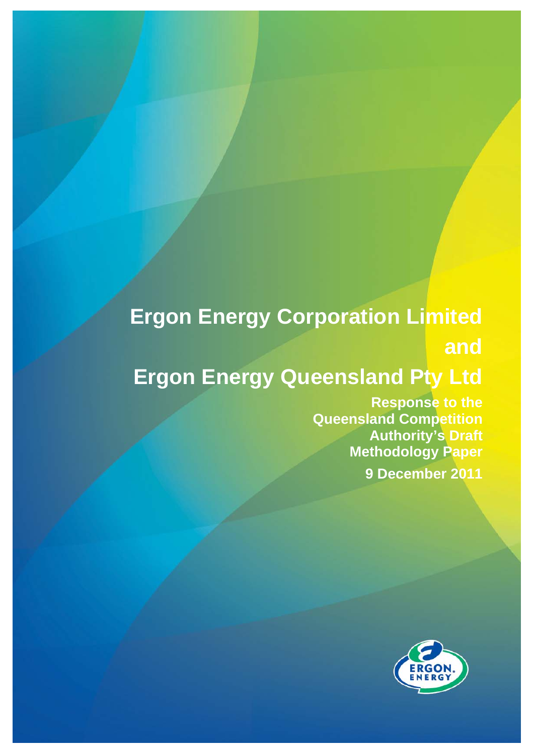# Ergon Energy Corporation Limited

# and

# Ergon Energy Queensland Pty Ltd

**Response to the Queensland Competition Authority's Draft Methodology Paper**

**9 December 2011**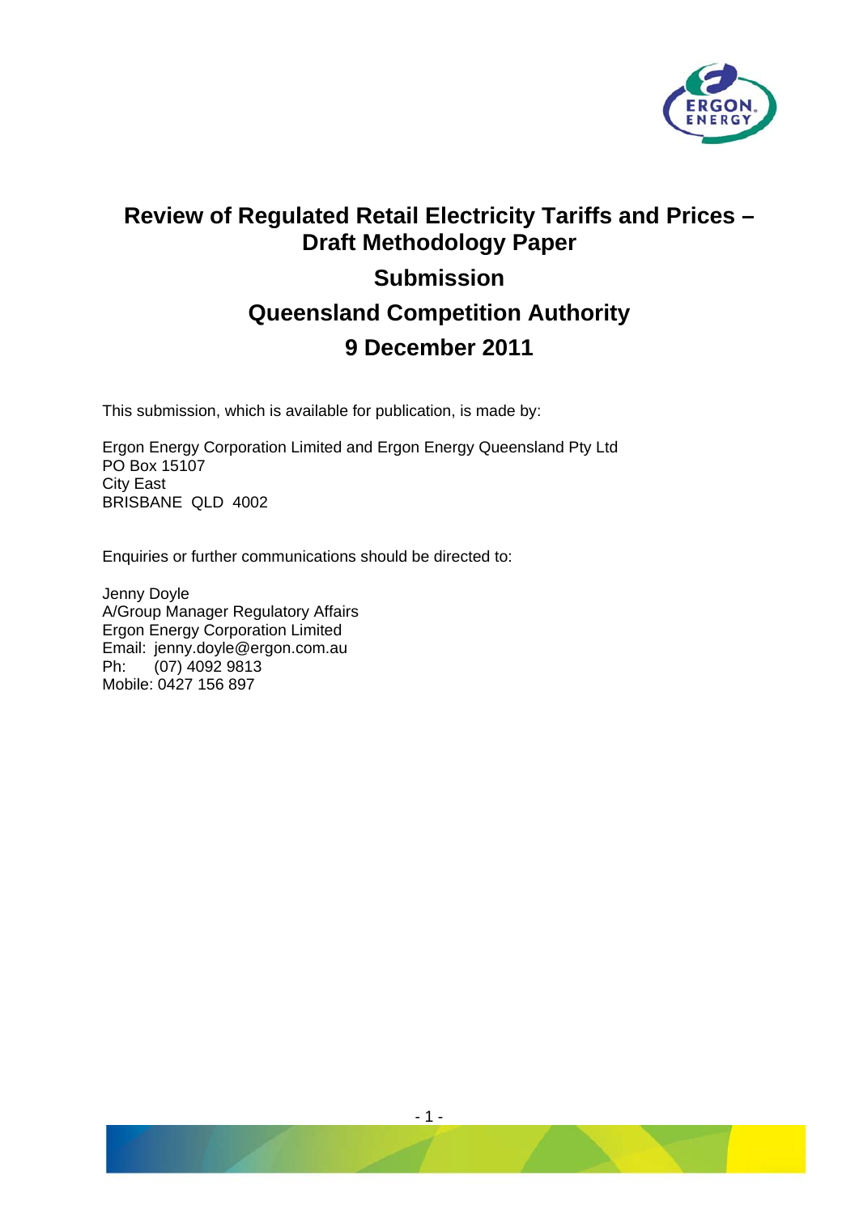# Review of Regulated Retail Electricity Tariffs and Prices – Draft Methodology Paper

## Submission

## Queensland Competition Authority

## 9 December 2011

This submission, which is available for publication, is made by:

Ergon Energy Corporation Limited and Ergon Energy Queensland Pty Ltd
PO Box 15107
City East
BRISBANE QLD 4002

Enquiries or further communications should be directed to:

Jenny Doyle
A/Group Manager Regulatory Affairs
Ergon Energy Corporation Limited
Email: jenny.doyle@ergon.com.au
Ph: (07) 4092 9813
Mobile: 0427 156 897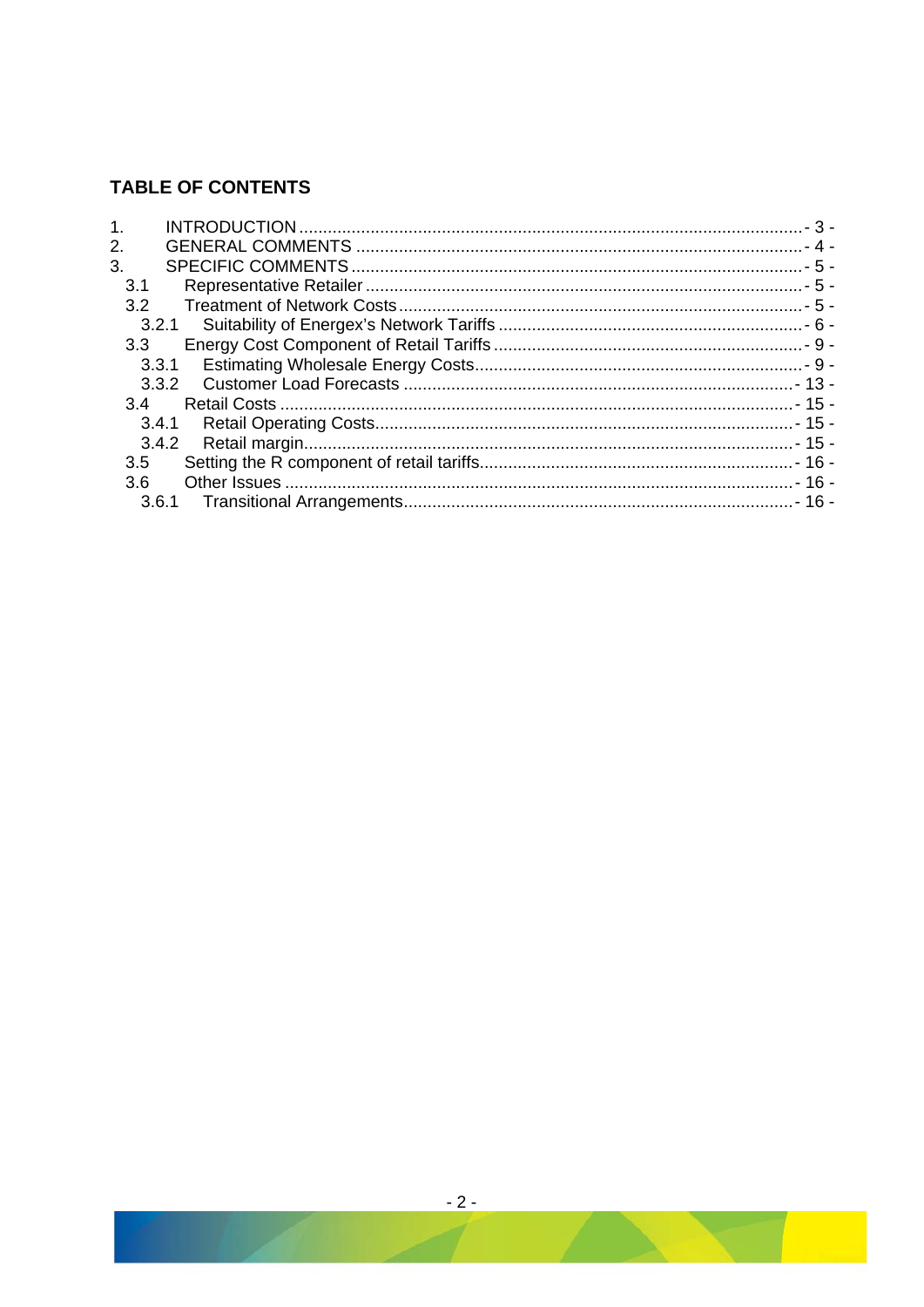## TABLE OF CONTENTS

1. INTRODUCTION - 3 -
2. GENERAL COMMENTS - 4 -
3. SPECIFIC COMMENTS - 5 -
   - 3.1 Representative Retailer - 5 -
   - 3.2 Treatment of Network Costs - 5 -
     - 3.2.1 Suitability of Energex's Network Tariffs - 6 -
   - 3.3 Energy Cost Component of Retail Tariffs - 9 -
     - 3.3.1 Estimating Wholesale Energy Costs - 9 -
     - 3.3.2 Customer Load Forecasts - 13 -
   - 3.4 Retail Costs - 15 -
     - 3.4.1 Retail Operating Costs - 15 -
     - 3.4.2 Retail margin - 15 -
   - 3.5 Setting the R component of retail tariffs - 16 -
   - 3.6 Other Issues - 16 -
     - 3.6.1 Transitional Arrangements - 16 -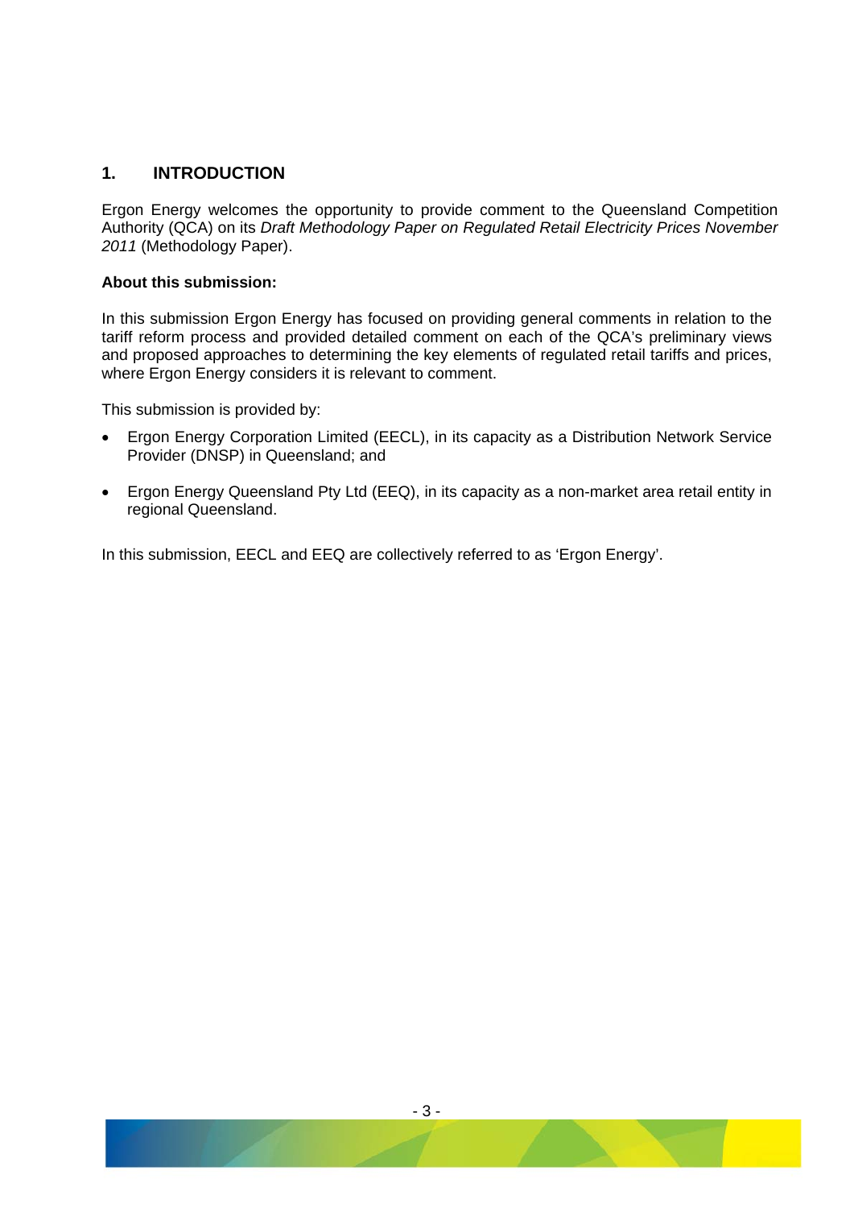## 1. INTRODUCTION

Ergon Energy welcomes the opportunity to provide comment to the Queensland Competition Authority (QCA) on its *Draft Methodology Paper on Regulated Retail Electricity Prices November 2011* (Methodology Paper).

**About this submission:**

In this submission Ergon Energy has focused on providing general comments in relation to the tariff reform process and provided detailed comment on each of the QCA's preliminary views and proposed approaches to determining the key elements of regulated retail tariffs and prices, where Ergon Energy considers it is relevant to comment.

This submission is provided by:

- Ergon Energy Corporation Limited (EECL), in its capacity as a Distribution Network Service Provider (DNSP) in Queensland; and
- Ergon Energy Queensland Pty Ltd (EEQ), in its capacity as a non-market area retail entity in regional Queensland.

In this submission, EECL and EEQ are collectively referred to as 'Ergon Energy'.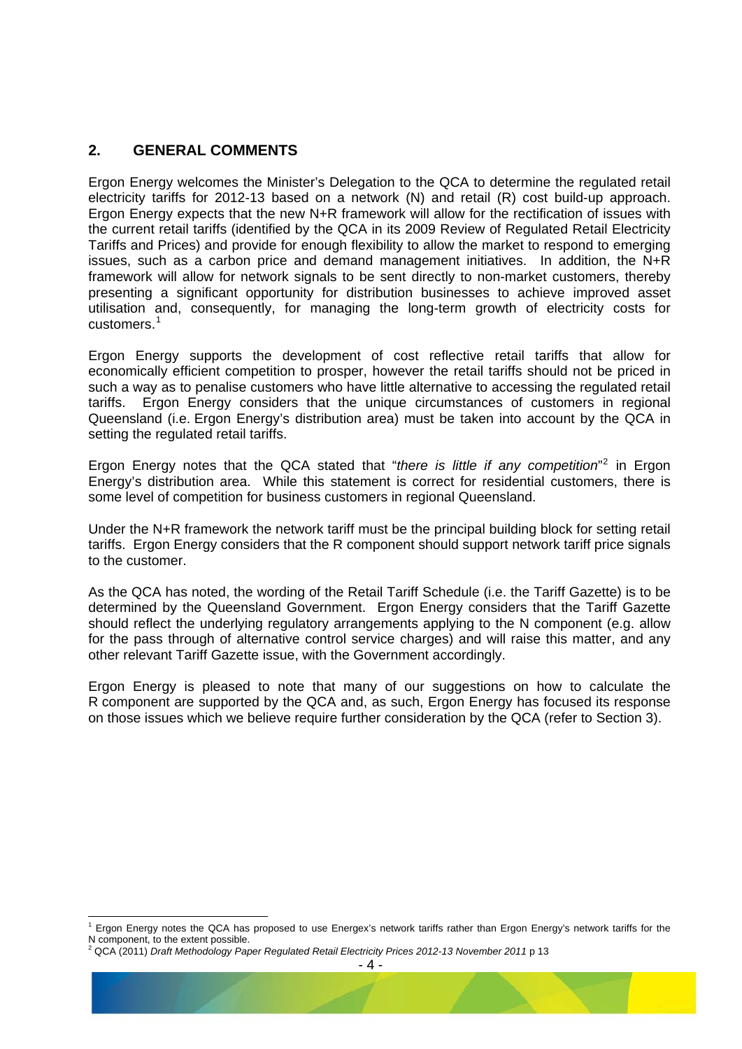## 2. GENERAL COMMENTS

Ergon Energy welcomes the Minister's Delegation to the QCA to determine the regulated retail electricity tariffs for 2012-13 based on a network (N) and retail (R) cost build-up approach. Ergon Energy expects that the new N+R framework will allow for the rectification of issues with the current retail tariffs (identified by the QCA in its 2009 Review of Regulated Retail Electricity Tariffs and Prices) and provide for enough flexibility to allow the market to respond to emerging issues, such as a carbon price and demand management initiatives. In addition, the N+R framework will allow for network signals to be sent directly to non-market customers, thereby presenting a significant opportunity for distribution businesses to achieve improved asset utilisation and, consequently, for managing the long-term growth of electricity costs for customers.[1]

Ergon Energy supports the development of cost reflective retail tariffs that allow for economically efficient competition to prosper, however the retail tariffs should not be priced in such a way as to penalise customers who have little alternative to accessing the regulated retail tariffs. Ergon Energy considers that the unique circumstances of customers in regional Queensland (i.e. Ergon Energy's distribution area) must be taken into account by the QCA in setting the regulated retail tariffs.

Ergon Energy notes that the QCA stated that "*there is little if any competition*"[2] in Ergon Energy's distribution area. While this statement is correct for residential customers, there is some level of competition for business customers in regional Queensland.

Under the N+R framework the network tariff must be the principal building block for setting retail tariffs. Ergon Energy considers that the R component should support network tariff price signals to the customer.

As the QCA has noted, the wording of the Retail Tariff Schedule (i.e. the Tariff Gazette) is to be determined by the Queensland Government. Ergon Energy considers that the Tariff Gazette should reflect the underlying regulatory arrangements applying to the N component (e.g. allow for the pass through of alternative control service charges) and will raise this matter, and any other relevant Tariff Gazette issue, with the Government accordingly.

Ergon Energy is pleased to note that many of our suggestions on how to calculate the R component are supported by the QCA and, as such, Ergon Energy has focused its response on those issues which we believe require further consideration by the QCA (refer to Section 3).

---

[1] Ergon Energy notes the QCA has proposed to use Energex's network tariffs rather than Ergon Energy's network tariffs for the N component, to the extent possible.

[2] QCA (2011) *Draft Methodology Paper Regulated Retail Electricity Prices 2012-13 November 2011* p 13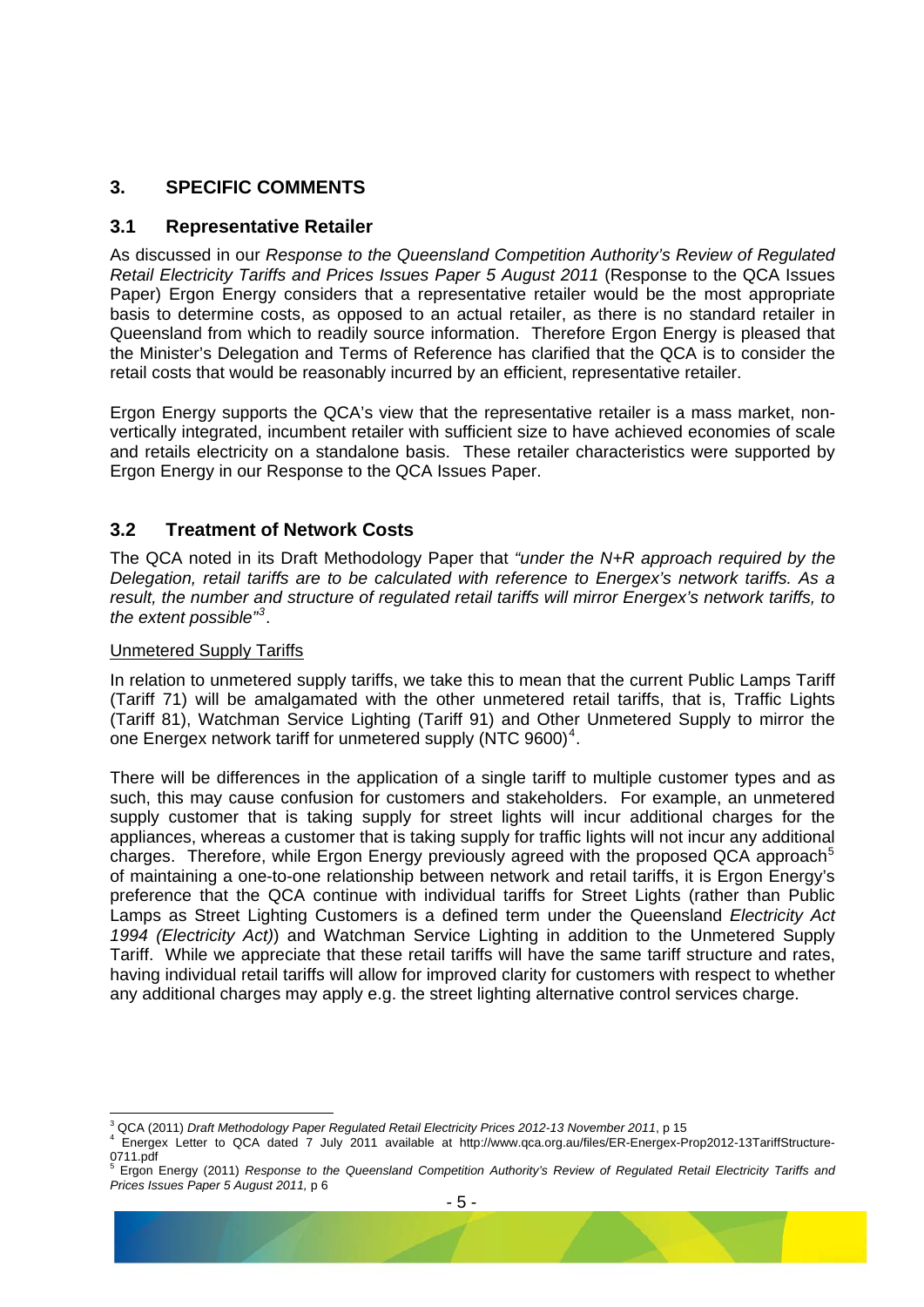## 3. SPECIFIC COMMENTS

### 3.1 Representative Retailer

As discussed in our *Response to the Queensland Competition Authority's Review of Regulated Retail Electricity Tariffs and Prices Issues Paper 5 August 2011* (Response to the QCA Issues Paper) Ergon Energy considers that a representative retailer would be the most appropriate basis to determine costs, as opposed to an actual retailer, as there is no standard retailer in Queensland from which to readily source information. Therefore Ergon Energy is pleased that the Minister's Delegation and Terms of Reference has clarified that the QCA is to consider the retail costs that would be reasonably incurred by an efficient, representative retailer.

Ergon Energy supports the QCA's view that the representative retailer is a mass market, non-vertically integrated, incumbent retailer with sufficient size to have achieved economies of scale and retails electricity on a standalone basis. These retailer characteristics were supported by Ergon Energy in our Response to the QCA Issues Paper.

### 3.2 Treatment of Network Costs

The QCA noted in its Draft Methodology Paper that *"under the N+R approach required by the Delegation, retail tariffs are to be calculated with reference to Energex's network tariffs. As a result, the number and structure of regulated retail tariffs will mirror Energex's network tariffs, to the extent possible"*[3].

Unmetered Supply Tariffs

In relation to unmetered supply tariffs, we take this to mean that the current Public Lamps Tariff (Tariff 71) will be amalgamated with the other unmetered retail tariffs, that is, Traffic Lights (Tariff 81), Watchman Service Lighting (Tariff 91) and Other Unmetered Supply to mirror the one Energex network tariff for unmetered supply (NTC 9600)[4].

There will be differences in the application of a single tariff to multiple customer types and as such, this may cause confusion for customers and stakeholders. For example, an unmetered supply customer that is taking supply for street lights will incur additional charges for the appliances, whereas a customer that is taking supply for traffic lights will not incur any additional charges. Therefore, while Ergon Energy previously agreed with the proposed QCA approach[5] of maintaining a one-to-one relationship between network and retail tariffs, it is Ergon Energy's preference that the QCA continue with individual tariffs for Street Lights (rather than Public Lamps as Street Lighting Customers is a defined term under the Queensland *Electricity Act 1994 (Electricity Act)*) and Watchman Service Lighting in addition to the Unmetered Supply Tariff. While we appreciate that these retail tariffs will have the same tariff structure and rates, having individual retail tariffs will allow for improved clarity for customers with respect to whether any additional charges may apply e.g. the street lighting alternative control services charge.

---

[3] QCA (2011) *Draft Methodology Paper Regulated Retail Electricity Prices 2012-13 November 2011*, p 15

[4] Energex Letter to QCA dated 7 July 2011 available at http://www.qca.org.au/files/ER-Energex-Prop2012-13TariffStructure-0711.pdf

[5] Ergon Energy (2011) *Response to the Queensland Competition Authority's Review of Regulated Retail Electricity Tariffs and Prices Issues Paper 5 August 2011*, p 6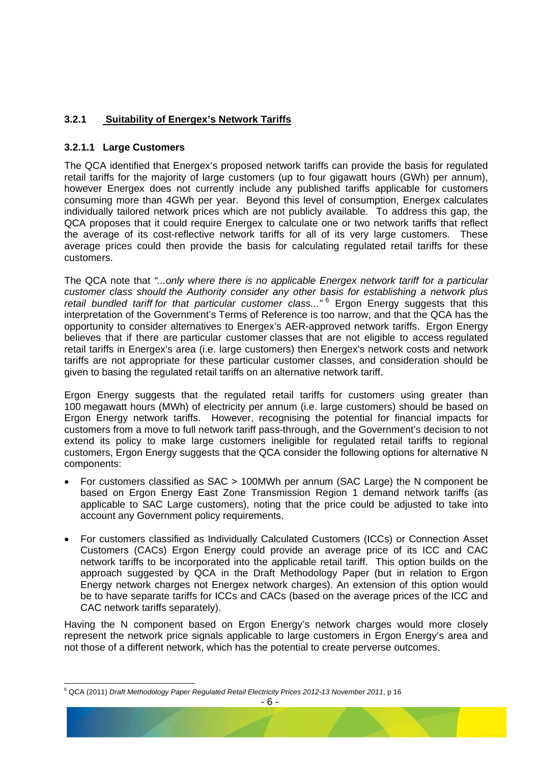### 3.2.1 Suitability of Energex's Network Tariffs

#### 3.2.1.1 Large Customers

The QCA identified that Energex's proposed network tariffs can provide the basis for regulated retail tariffs for the majority of large customers (up to four gigawatt hours (GWh) per annum), however Energex does not currently include any published tariffs applicable for customers consuming more than 4GWh per year. Beyond this level of consumption, Energex calculates individually tailored network prices which are not publicly available. To address this gap, the QCA proposes that it could require Energex to calculate one or two network tariffs that reflect the average of its cost-reflective network tariffs for all of its very large customers. These average prices could then provide the basis for calculating regulated retail tariffs for these customers.

The QCA note that *"...only where there is no applicable Energex network tariff for a particular customer class should the Authority consider any other basis for establishing a network plus retail bundled tariff for that particular customer class..."* [6] Ergon Energy suggests that this interpretation of the Government's Terms of Reference is too narrow, and that the QCA has the opportunity to consider alternatives to Energex's AER-approved network tariffs. Ergon Energy believes that if there are particular customer classes that are not eligible to access regulated retail tariffs in Energex's area (i.e. large customers) then Energex's network costs and network tariffs are not appropriate for these particular customer classes, and consideration should be given to basing the regulated retail tariffs on an alternative network tariff.

Ergon Energy suggests that the regulated retail tariffs for customers using greater than 100 megawatt hours (MWh) of electricity per annum (i.e. large customers) should be based on Ergon Energy network tariffs. However, recognising the potential for financial impacts for customers from a move to full network tariff pass-through, and the Government's decision to not extend its policy to make large customers ineligible for regulated retail tariffs to regional customers, Ergon Energy suggests that the QCA consider the following options for alternative N components:

- For customers classified as SAC > 100MWh per annum (SAC Large) the N component be based on Ergon Energy East Zone Transmission Region 1 demand network tariffs (as applicable to SAC Large customers), noting that the price could be adjusted to take into account any Government policy requirements.
- For customers classified as Individually Calculated Customers (ICCs) or Connection Asset Customers (CACs) Ergon Energy could provide an average price of its ICC and CAC network tariffs to be incorporated into the applicable retail tariff. This option builds on the approach suggested by QCA in the Draft Methodology Paper (but in relation to Ergon Energy network charges not Energex network charges). An extension of this option would be to have separate tariffs for ICCs and CACs (based on the average prices of the ICC and CAC network tariffs separately).

Having the N component based on Ergon Energy's network charges would more closely represent the network price signals applicable to large customers in Ergon Energy's area and not those of a different network, which has the potential to create perverse outcomes.

---

[6] QCA (2011) *Draft Methodology Paper Regulated Retail Electricity Prices 2012-13 November 2011*, p 16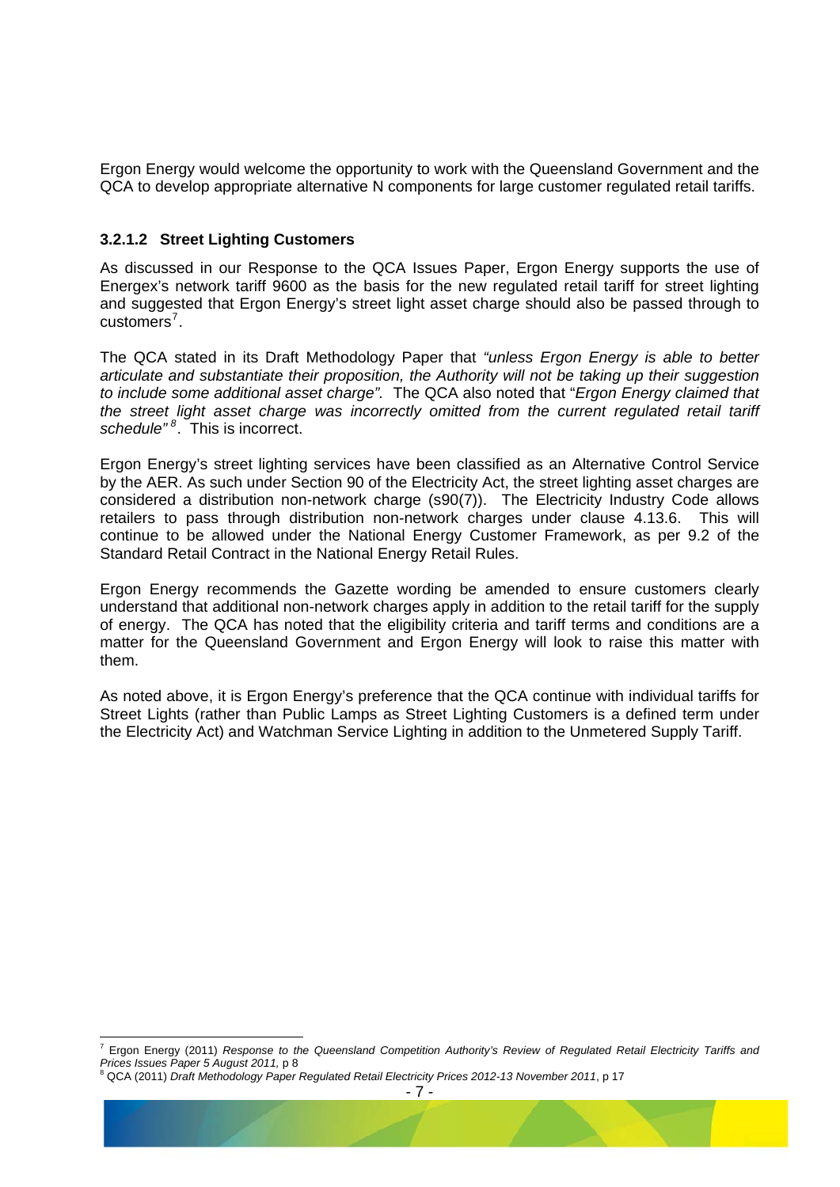Ergon Energy would welcome the opportunity to work with the Queensland Government and the QCA to develop appropriate alternative N components for large customer regulated retail tariffs.

### 3.2.1.2 Street Lighting Customers

As discussed in our Response to the QCA Issues Paper, Ergon Energy supports the use of Energex's network tariff 9600 as the basis for the new regulated retail tariff for street lighting and suggested that Ergon Energy's street light asset charge should also be passed through to customers[7].

The QCA stated in its Draft Methodology Paper that *"unless Ergon Energy is able to better articulate and substantiate their proposition, the Authority will not be taking up their suggestion to include some additional asset charge".* The QCA also noted that "*Ergon Energy claimed that the street light asset charge was incorrectly omitted from the current regulated retail tariff schedule"*[8]. This is incorrect.

Ergon Energy's street lighting services have been classified as an Alternative Control Service by the AER. As such under Section 90 of the Electricity Act, the street lighting asset charges are considered a distribution non-network charge (s90(7)). The Electricity Industry Code allows retailers to pass through distribution non-network charges under clause 4.13.6. This will continue to be allowed under the National Energy Customer Framework, as per 9.2 of the Standard Retail Contract in the National Energy Retail Rules.

Ergon Energy recommends the Gazette wording be amended to ensure customers clearly understand that additional non-network charges apply in addition to the retail tariff for the supply of energy. The QCA has noted that the eligibility criteria and tariff terms and conditions are a matter for the Queensland Government and Ergon Energy will look to raise this matter with them.

As noted above, it is Ergon Energy's preference that the QCA continue with individual tariffs for Street Lights (rather than Public Lamps as Street Lighting Customers is a defined term under the Electricity Act) and Watchman Service Lighting in addition to the Unmetered Supply Tariff.

---

[7] Ergon Energy (2011) *Response to the Queensland Competition Authority's Review of Regulated Retail Electricity Tariffs and Prices Issues Paper 5 August 2011,* p 8

[8] QCA (2011) *Draft Methodology Paper Regulated Retail Electricity Prices 2012-13 November 2011*, p 17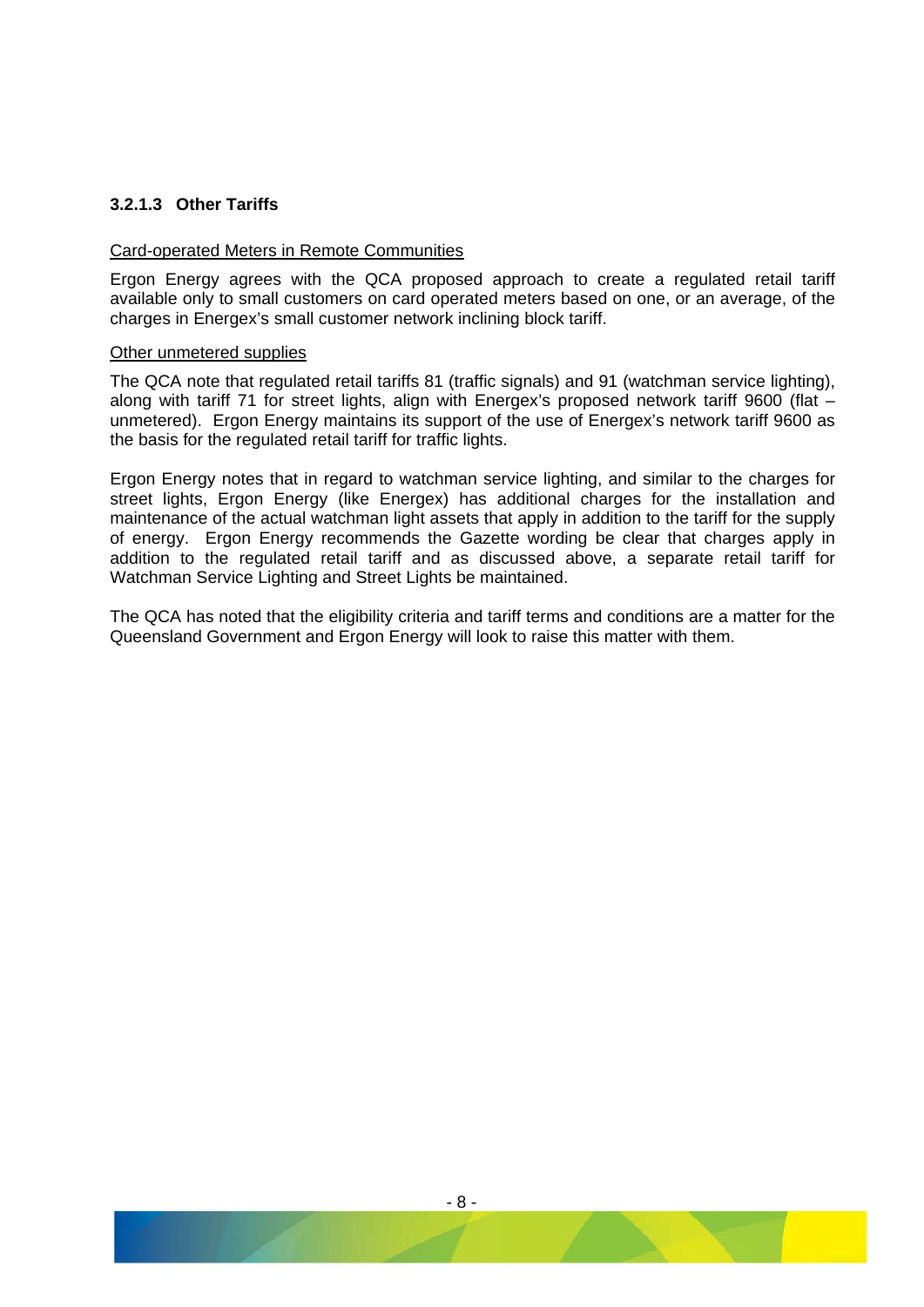#### 3.2.1.3 Other Tariffs

Card-operated Meters in Remote Communities

Ergon Energy agrees with the QCA proposed approach to create a regulated retail tariff available only to small customers on card operated meters based on one, or an average, of the charges in Energex's small customer network inclining block tariff.

Other unmetered supplies

The QCA note that regulated retail tariffs 81 (traffic signals) and 91 (watchman service lighting), along with tariff 71 for street lights, align with Energex's proposed network tariff 9600 (flat – unmetered). Ergon Energy maintains its support of the use of Energex's network tariff 9600 as the basis for the regulated retail tariff for traffic lights.

Ergon Energy notes that in regard to watchman service lighting, and similar to the charges for street lights, Ergon Energy (like Energex) has additional charges for the installation and maintenance of the actual watchman light assets that apply in addition to the tariff for the supply of energy. Ergon Energy recommends the Gazette wording be clear that charges apply in addition to the regulated retail tariff and as discussed above, a separate retail tariff for Watchman Service Lighting and Street Lights be maintained.

The QCA has noted that the eligibility criteria and tariff terms and conditions are a matter for the Queensland Government and Ergon Energy will look to raise this matter with them.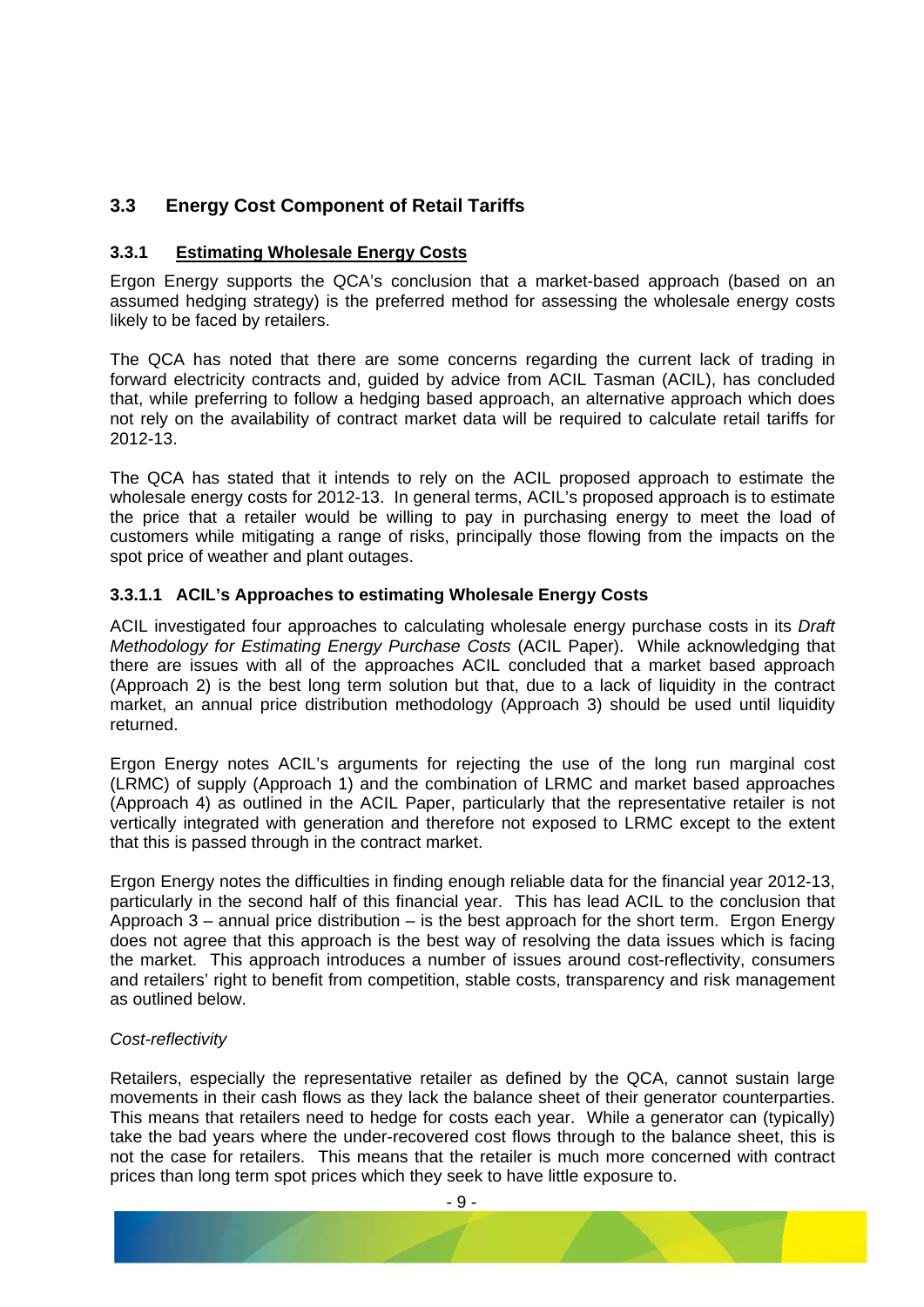## 3.3 Energy Cost Component of Retail Tariffs

### 3.3.1 Estimating Wholesale Energy Costs

Ergon Energy supports the QCA's conclusion that a market-based approach (based on an assumed hedging strategy) is the preferred method for assessing the wholesale energy costs likely to be faced by retailers.

The QCA has noted that there are some concerns regarding the current lack of trading in forward electricity contracts and, guided by advice from ACIL Tasman (ACIL), has concluded that, while preferring to follow a hedging based approach, an alternative approach which does not rely on the availability of contract market data will be required to calculate retail tariffs for 2012-13.

The QCA has stated that it intends to rely on the ACIL proposed approach to estimate the wholesale energy costs for 2012-13. In general terms, ACIL's proposed approach is to estimate the price that a retailer would be willing to pay in purchasing energy to meet the load of customers while mitigating a range of risks, principally those flowing from the impacts on the spot price of weather and plant outages.

#### 3.3.1.1 ACIL's Approaches to estimating Wholesale Energy Costs

ACIL investigated four approaches to calculating wholesale energy purchase costs in its *Draft Methodology for Estimating Energy Purchase Costs* (ACIL Paper). While acknowledging that there are issues with all of the approaches ACIL concluded that a market based approach (Approach 2) is the best long term solution but that, due to a lack of liquidity in the contract market, an annual price distribution methodology (Approach 3) should be used until liquidity returned.

Ergon Energy notes ACIL's arguments for rejecting the use of the long run marginal cost (LRMC) of supply (Approach 1) and the combination of LRMC and market based approaches (Approach 4) as outlined in the ACIL Paper, particularly that the representative retailer is not vertically integrated with generation and therefore not exposed to LRMC except to the extent that this is passed through in the contract market.

Ergon Energy notes the difficulties in finding enough reliable data for the financial year 2012-13, particularly in the second half of this financial year. This has lead ACIL to the conclusion that Approach 3 – annual price distribution – is the best approach for the short term. Ergon Energy does not agree that this approach is the best way of resolving the data issues which is facing the market. This approach introduces a number of issues around cost-reflectivity, consumers and retailers' right to benefit from competition, stable costs, transparency and risk management as outlined below.

*Cost-reflectivity*

Retailers, especially the representative retailer as defined by the QCA, cannot sustain large movements in their cash flows as they lack the balance sheet of their generator counterparties. This means that retailers need to hedge for costs each year. While a generator can (typically) take the bad years where the under-recovered cost flows through to the balance sheet, this is not the case for retailers. This means that the retailer is much more concerned with contract prices than long term spot prices which they seek to have little exposure to.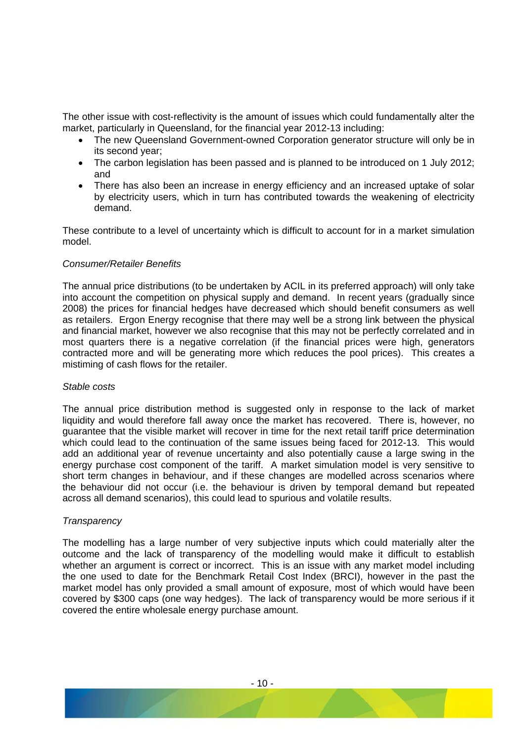The other issue with cost-reflectivity is the amount of issues which could fundamentally alter the market, particularly in Queensland, for the financial year 2012-13 including:

- The new Queensland Government-owned Corporation generator structure will only be in its second year;
- The carbon legislation has been passed and is planned to be introduced on 1 July 2012; and
- There has also been an increase in energy efficiency and an increased uptake of solar by electricity users, which in turn has contributed towards the weakening of electricity demand.

These contribute to a level of uncertainty which is difficult to account for in a market simulation model.

*Consumer/Retailer Benefits*

The annual price distributions (to be undertaken by ACIL in its preferred approach) will only take into account the competition on physical supply and demand. In recent years (gradually since 2008) the prices for financial hedges have decreased which should benefit consumers as well as retailers. Ergon Energy recognise that there may well be a strong link between the physical and financial market, however we also recognise that this may not be perfectly correlated and in most quarters there is a negative correlation (if the financial prices were high, generators contracted more and will be generating more which reduces the pool prices). This creates a mistiming of cash flows for the retailer.

*Stable costs*

The annual price distribution method is suggested only in response to the lack of market liquidity and would therefore fall away once the market has recovered. There is, however, no guarantee that the visible market will recover in time for the next retail tariff price determination which could lead to the continuation of the same issues being faced for 2012-13. This would add an additional year of revenue uncertainty and also potentially cause a large swing in the energy purchase cost component of the tariff. A market simulation model is very sensitive to short term changes in behaviour, and if these changes are modelled across scenarios where the behaviour did not occur (i.e. the behaviour is driven by temporal demand but repeated across all demand scenarios), this could lead to spurious and volatile results.

*Transparency*

The modelling has a large number of very subjective inputs which could materially alter the outcome and the lack of transparency of the modelling would make it difficult to establish whether an argument is correct or incorrect. This is an issue with any market model including the one used to date for the Benchmark Retail Cost Index (BRCI), however in the past the market model has only provided a small amount of exposure, most of which would have been covered by $300 caps (one way hedges). The lack of transparency would be more serious if it covered the entire wholesale energy purchase amount.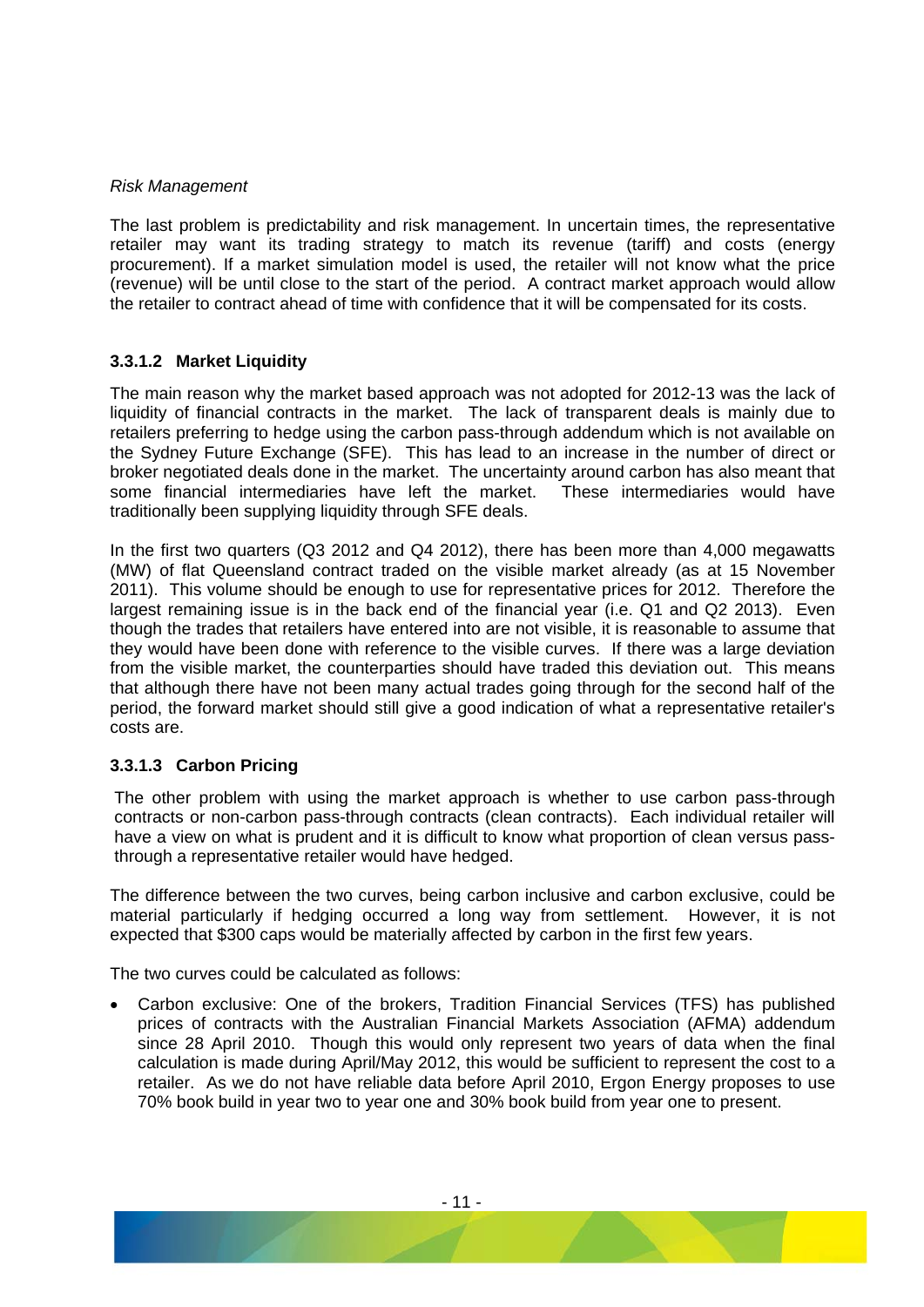*Risk Management*

The last problem is predictability and risk management. In uncertain times, the representative retailer may want its trading strategy to match its revenue (tariff) and costs (energy procurement). If a market simulation model is used, the retailer will not know what the price (revenue) will be until close to the start of the period. A contract market approach would allow the retailer to contract ahead of time with confidence that it will be compensated for its costs.

### 3.3.1.2 Market Liquidity

The main reason why the market based approach was not adopted for 2012-13 was the lack of liquidity of financial contracts in the market. The lack of transparent deals is mainly due to retailers preferring to hedge using the carbon pass-through addendum which is not available on the Sydney Future Exchange (SFE). This has lead to an increase in the number of direct or broker negotiated deals done in the market. The uncertainty around carbon has also meant that some financial intermediaries have left the market. These intermediaries would have traditionally been supplying liquidity through SFE deals.

In the first two quarters (Q3 2012 and Q4 2012), there has been more than 4,000 megawatts (MW) of flat Queensland contract traded on the visible market already (as at 15 November 2011). This volume should be enough to use for representative prices for 2012. Therefore the largest remaining issue is in the back end of the financial year (i.e. Q1 and Q2 2013). Even though the trades that retailers have entered into are not visible, it is reasonable to assume that they would have been done with reference to the visible curves. If there was a large deviation from the visible market, the counterparties should have traded this deviation out. This means that although there have not been many actual trades going through for the second half of the period, the forward market should still give a good indication of what a representative retailer's costs are.

### 3.3.1.3 Carbon Pricing

The other problem with using the market approach is whether to use carbon pass-through contracts or non-carbon pass-through contracts (clean contracts). Each individual retailer will have a view on what is prudent and it is difficult to know what proportion of clean versus pass-through a representative retailer would have hedged.

The difference between the two curves, being carbon inclusive and carbon exclusive, could be material particularly if hedging occurred a long way from settlement. However, it is not expected that $300 caps would be materially affected by carbon in the first few years.

The two curves could be calculated as follows:

- Carbon exclusive: One of the brokers, Tradition Financial Services (TFS) has published prices of contracts with the Australian Financial Markets Association (AFMA) addendum since 28 April 2010. Though this would only represent two years of data when the final calculation is made during April/May 2012, this would be sufficient to represent the cost to a retailer. As we do not have reliable data before April 2010, Ergon Energy proposes to use 70% book build in year two to year one and 30% book build from year one to present.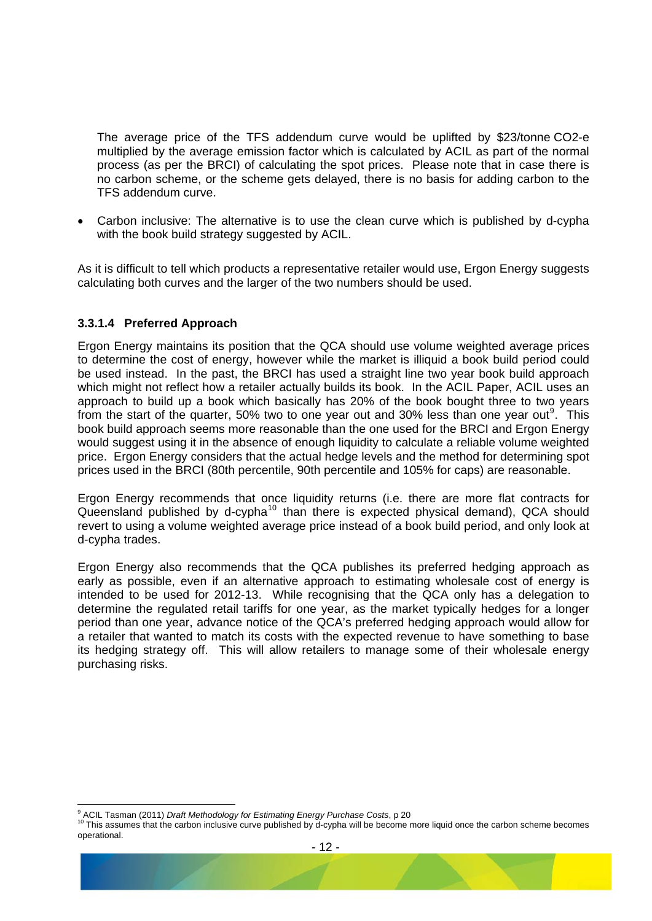The average price of the TFS addendum curve would be uplifted by $23/tonne $CO_2$-e multiplied by the average emission factor which is calculated by ACIL as part of the normal process (as per the BRCI) of calculating the spot prices. Please note that in case there is no carbon scheme, or the scheme gets delayed, there is no basis for adding carbon to the TFS addendum curve.

- Carbon inclusive: The alternative is to use the clean curve which is published by d-cypha with the book build strategy suggested by ACIL.

As it is difficult to tell which products a representative retailer would use, Ergon Energy suggests calculating both curves and the larger of the two numbers should be used.

#### 3.3.1.4 Preferred Approach

Ergon Energy maintains its position that the QCA should use volume weighted average prices to determine the cost of energy, however while the market is illiquid a book build period could be used instead. In the past, the BRCI has used a straight line two year book build approach which might not reflect how a retailer actually builds its book. In the ACIL Paper, ACIL uses an approach to build up a book which basically has 20% of the book bought three to two years from the start of the quarter, 50% two to one year out and 30% less than one year out[9]. This book build approach seems more reasonable than the one used for the BRCI and Ergon Energy would suggest using it in the absence of enough liquidity to calculate a reliable volume weighted price. Ergon Energy considers that the actual hedge levels and the method for determining spot prices used in the BRCI (80th percentile, 90th percentile and 105% for caps) are reasonable.

Ergon Energy recommends that once liquidity returns (i.e. there are more flat contracts for Queensland published by d-cypha[10] than there is expected physical demand), QCA should revert to using a volume weighted average price instead of a book build period, and only look at d-cypha trades.

Ergon Energy also recommends that the QCA publishes its preferred hedging approach as early as possible, even if an alternative approach to estimating wholesale cost of energy is intended to be used for 2012-13. While recognising that the QCA only has a delegation to determine the regulated retail tariffs for one year, as the market typically hedges for a longer period than one year, advance notice of the QCA's preferred hedging approach would allow for a retailer that wanted to match its costs with the expected revenue to have something to base its hedging strategy off. This will allow retailers to manage some of their wholesale energy purchasing risks.

---

[9] ACIL Tasman (2011) *Draft Methodology for Estimating Energy Purchase Costs*, p 20

[10] This assumes that the carbon inclusive curve published by d-cypha will be become more liquid once the carbon scheme becomes operational.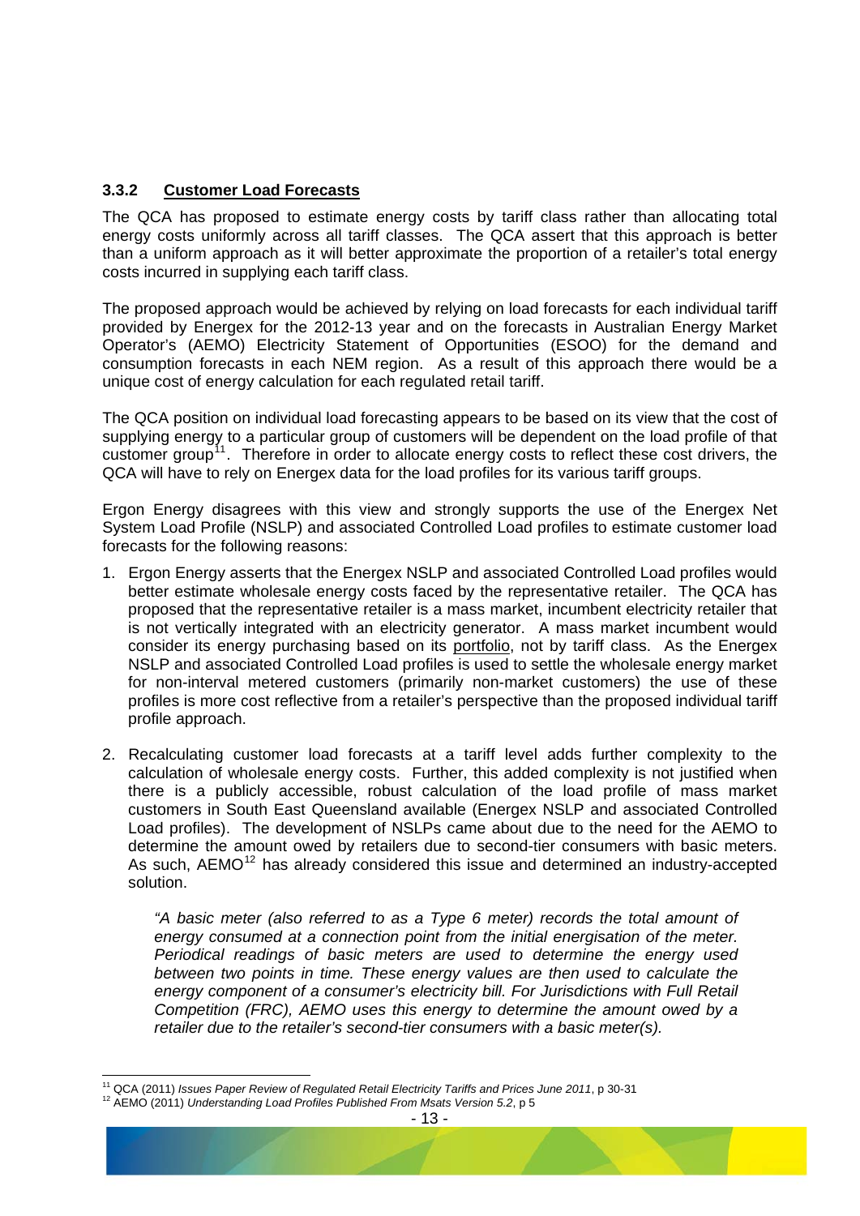### 3.3.2 **Customer Load Forecasts**

The QCA has proposed to estimate energy costs by tariff class rather than allocating total energy costs uniformly across all tariff classes. The QCA assert that this approach is better than a uniform approach as it will better approximate the proportion of a retailer's total energy costs incurred in supplying each tariff class.

The proposed approach would be achieved by relying on load forecasts for each individual tariff provided by Energex for the 2012-13 year and on the forecasts in Australian Energy Market Operator's (AEMO) Electricity Statement of Opportunities (ESOO) for the demand and consumption forecasts in each NEM region. As a result of this approach there would be a unique cost of energy calculation for each regulated retail tariff.

The QCA position on individual load forecasting appears to be based on its view that the cost of supplying energy to a particular group of customers will be dependent on the load profile of that customer group[11]. Therefore in order to allocate energy costs to reflect these cost drivers, the QCA will have to rely on Energex data for the load profiles for its various tariff groups.

Ergon Energy disagrees with this view and strongly supports the use of the Energex Net System Load Profile (NSLP) and associated Controlled Load profiles to estimate customer load forecasts for the following reasons:

1. Ergon Energy asserts that the Energex NSLP and associated Controlled Load profiles would better estimate wholesale energy costs faced by the representative retailer. The QCA has proposed that the representative retailer is a mass market, incumbent electricity retailer that is not vertically integrated with an electricity generator. A mass market incumbent would consider its energy purchasing based on its portfolio, not by tariff class. As the Energex NSLP and associated Controlled Load profiles is used to settle the wholesale energy market for non-interval metered customers (primarily non-market customers) the use of these profiles is more cost reflective from a retailer's perspective than the proposed individual tariff profile approach.

2. Recalculating customer load forecasts at a tariff level adds further complexity to the calculation of wholesale energy costs. Further, this added complexity is not justified when there is a publicly accessible, robust calculation of the load profile of mass market customers in South East Queensland available (Energex NSLP and associated Controlled Load profiles). The development of NSLPs came about due to the need for the AEMO to determine the amount owed by retailers due to second-tier consumers with basic meters. As such, AEMO[12] has already considered this issue and determined an industry-accepted solution.

   *"A basic meter (also referred to as a Type 6 meter) records the total amount of energy consumed at a connection point from the initial energisation of the meter. Periodical readings of basic meters are used to determine the energy used between two points in time. These energy values are then used to calculate the energy component of a consumer's electricity bill. For Jurisdictions with Full Retail Competition (FRC), AEMO uses this energy to determine the amount owed by a retailer due to the retailer's second-tier consumers with a basic meter(s).*

---

[11] QCA (2011) *Issues Paper Review of Regulated Retail Electricity Tariffs and Prices June 2011*, p 30-31

[12] AEMO (2011) *Understanding Load Profiles Published From Msats Version 5.2*, p 5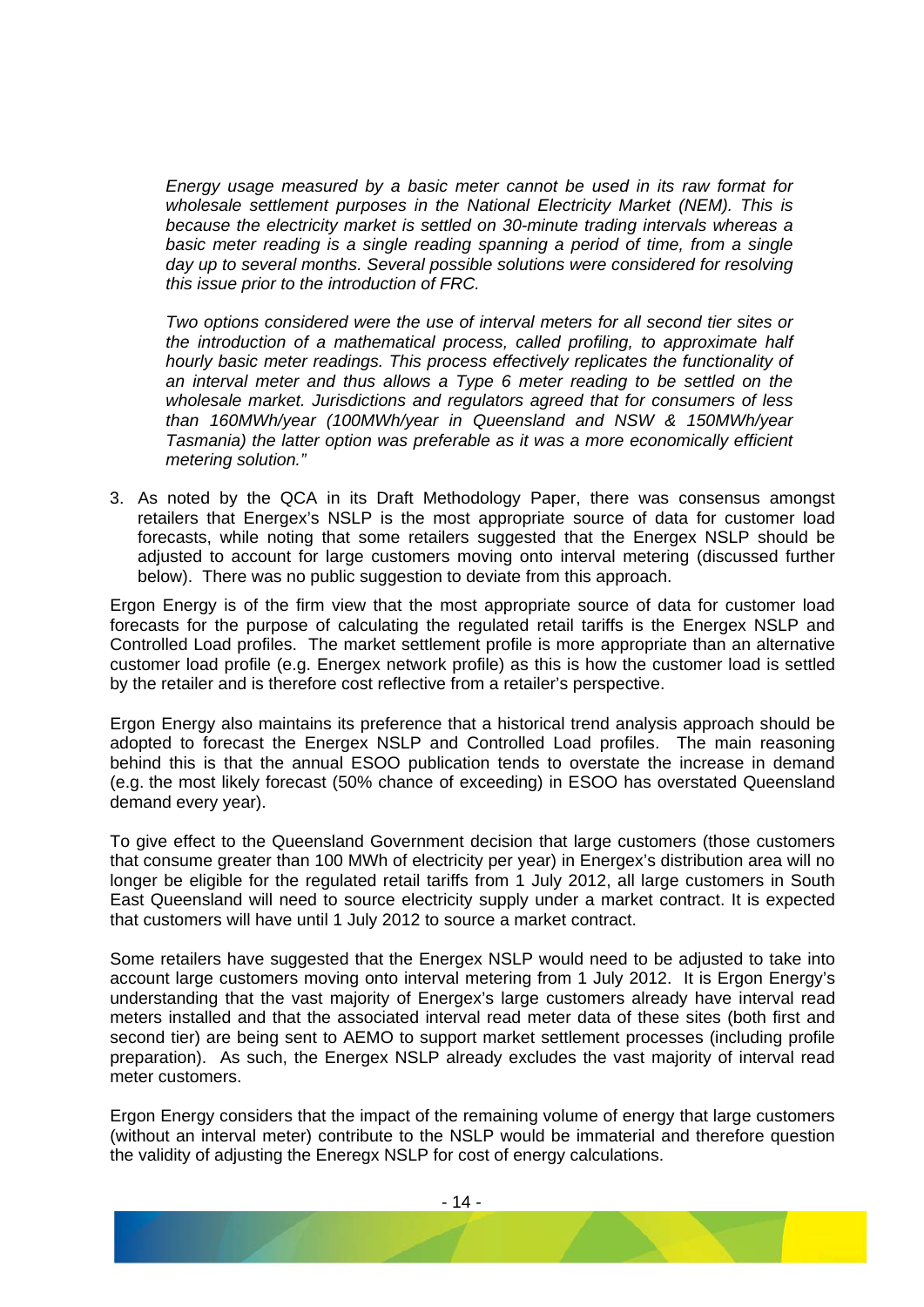*Energy usage measured by a basic meter cannot be used in its raw format for wholesale settlement purposes in the National Electricity Market (NEM). This is because the electricity market is settled on 30-minute trading intervals whereas a basic meter reading is a single reading spanning a period of time, from a single day up to several months. Several possible solutions were considered for resolving this issue prior to the introduction of FRC.*

*Two options considered were the use of interval meters for all second tier sites or the introduction of a mathematical process, called profiling, to approximate half hourly basic meter readings. This process effectively replicates the functionality of an interval meter and thus allows a Type 6 meter reading to be settled on the wholesale market. Jurisdictions and regulators agreed that for consumers of less than 160MWh/year (100MWh/year in Queensland and NSW & 150MWh/year Tasmania) the latter option was preferable as it was a more economically efficient metering solution."*

3. As noted by the QCA in its Draft Methodology Paper, there was consensus amongst retailers that Energex's NSLP is the most appropriate source of data for customer load forecasts, while noting that some retailers suggested that the Energex NSLP should be adjusted to account for large customers moving onto interval metering (discussed further below). There was no public suggestion to deviate from this approach.

Ergon Energy is of the firm view that the most appropriate source of data for customer load forecasts for the purpose of calculating the regulated retail tariffs is the Energex NSLP and Controlled Load profiles. The market settlement profile is more appropriate than an alternative customer load profile (e.g. Energex network profile) as this is how the customer load is settled by the retailer and is therefore cost reflective from a retailer's perspective.

Ergon Energy also maintains its preference that a historical trend analysis approach should be adopted to forecast the Energex NSLP and Controlled Load profiles. The main reasoning behind this is that the annual ESOO publication tends to overstate the increase in demand (e.g. the most likely forecast (50% chance of exceeding) in ESOO has overstated Queensland demand every year).

To give effect to the Queensland Government decision that large customers (those customers that consume greater than 100 MWh of electricity per year) in Energex's distribution area will no longer be eligible for the regulated retail tariffs from 1 July 2012, all large customers in South East Queensland will need to source electricity supply under a market contract. It is expected that customers will have until 1 July 2012 to source a market contract.

Some retailers have suggested that the Energex NSLP would need to be adjusted to take into account large customers moving onto interval metering from 1 July 2012. It is Ergon Energy's understanding that the vast majority of Energex's large customers already have interval read meters installed and that the associated interval read meter data of these sites (both first and second tier) are being sent to AEMO to support market settlement processes (including profile preparation). As such, the Energex NSLP already excludes the vast majority of interval read meter customers.

Ergon Energy considers that the impact of the remaining volume of energy that large customers (without an interval meter) contribute to the NSLP would be immaterial and therefore question the validity of adjusting the Eneregx NSLP for cost of energy calculations.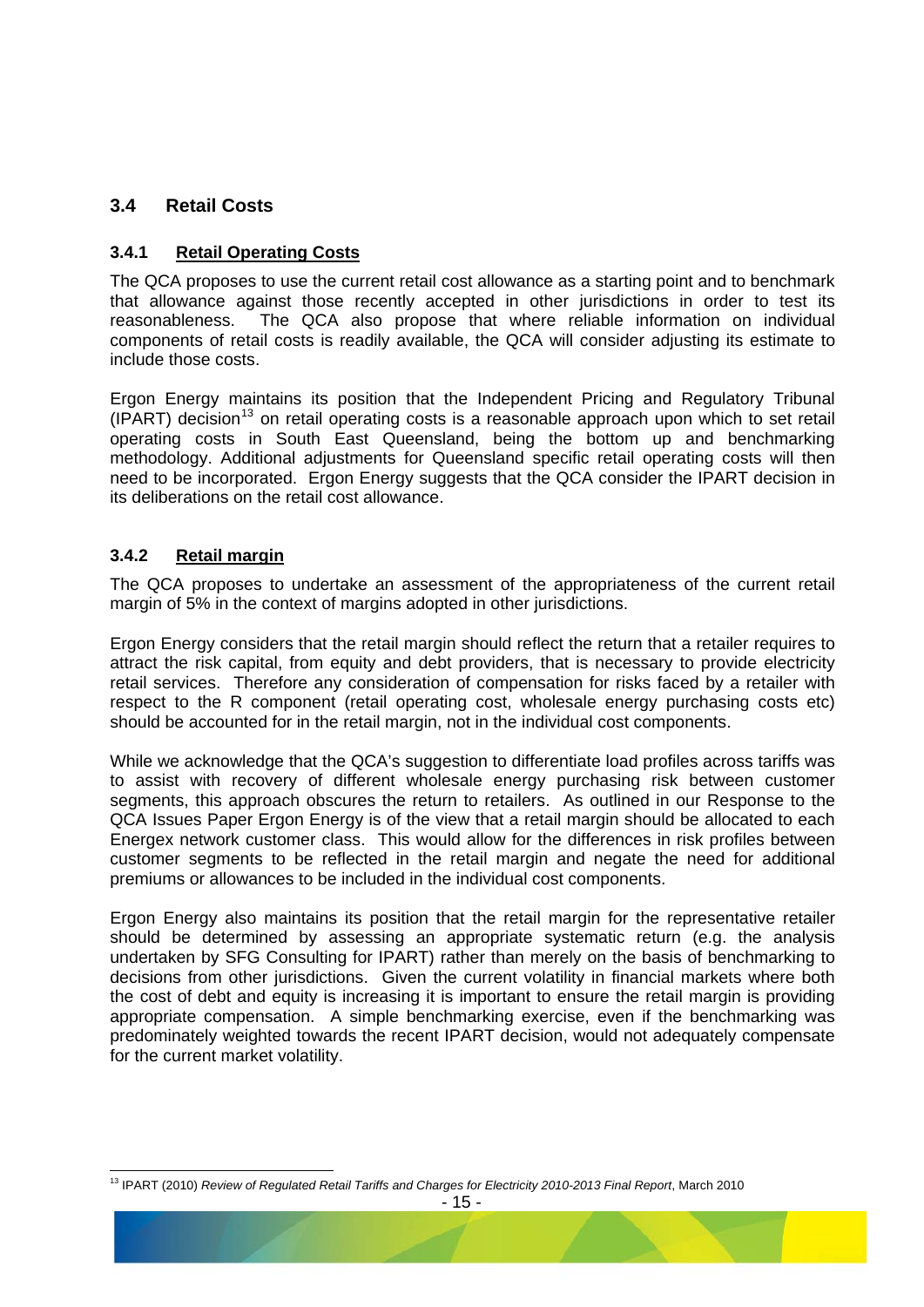## 3.4 Retail Costs

### 3.4.1 Retail Operating Costs

The QCA proposes to use the current retail cost allowance as a starting point and to benchmark that allowance against those recently accepted in other jurisdictions in order to test its reasonableness. The QCA also propose that where reliable information on individual components of retail costs is readily available, the QCA will consider adjusting its estimate to include those costs.

Ergon Energy maintains its position that the Independent Pricing and Regulatory Tribunal (IPART) decision[13] on retail operating costs is a reasonable approach upon which to set retail operating costs in South East Queensland, being the bottom up and benchmarking methodology. Additional adjustments for Queensland specific retail operating costs will then need to be incorporated. Ergon Energy suggests that the QCA consider the IPART decision in its deliberations on the retail cost allowance.

### 3.4.2 Retail margin

The QCA proposes to undertake an assessment of the appropriateness of the current retail margin of 5% in the context of margins adopted in other jurisdictions.

Ergon Energy considers that the retail margin should reflect the return that a retailer requires to attract the risk capital, from equity and debt providers, that is necessary to provide electricity retail services. Therefore any consideration of compensation for risks faced by a retailer with respect to the R component (retail operating cost, wholesale energy purchasing costs etc) should be accounted for in the retail margin, not in the individual cost components.

While we acknowledge that the QCA's suggestion to differentiate load profiles across tariffs was to assist with recovery of different wholesale energy purchasing risk between customer segments, this approach obscures the return to retailers. As outlined in our Response to the QCA Issues Paper Ergon Energy is of the view that a retail margin should be allocated to each Energex network customer class. This would allow for the differences in risk profiles between customer segments to be reflected in the retail margin and negate the need for additional premiums or allowances to be included in the individual cost components.

Ergon Energy also maintains its position that the retail margin for the representative retailer should be determined by assessing an appropriate systematic return (e.g. the analysis undertaken by SFG Consulting for IPART) rather than merely on the basis of benchmarking to decisions from other jurisdictions. Given the current volatility in financial markets where both the cost of debt and equity is increasing it is important to ensure the retail margin is providing appropriate compensation. A simple benchmarking exercise, even if the benchmarking was predominately weighted towards the recent IPART decision, would not adequately compensate for the current market volatility.

---

[13] IPART (2010) *Review of Regulated Retail Tariffs and Charges for Electricity 2010-2013 Final Report*, March 2010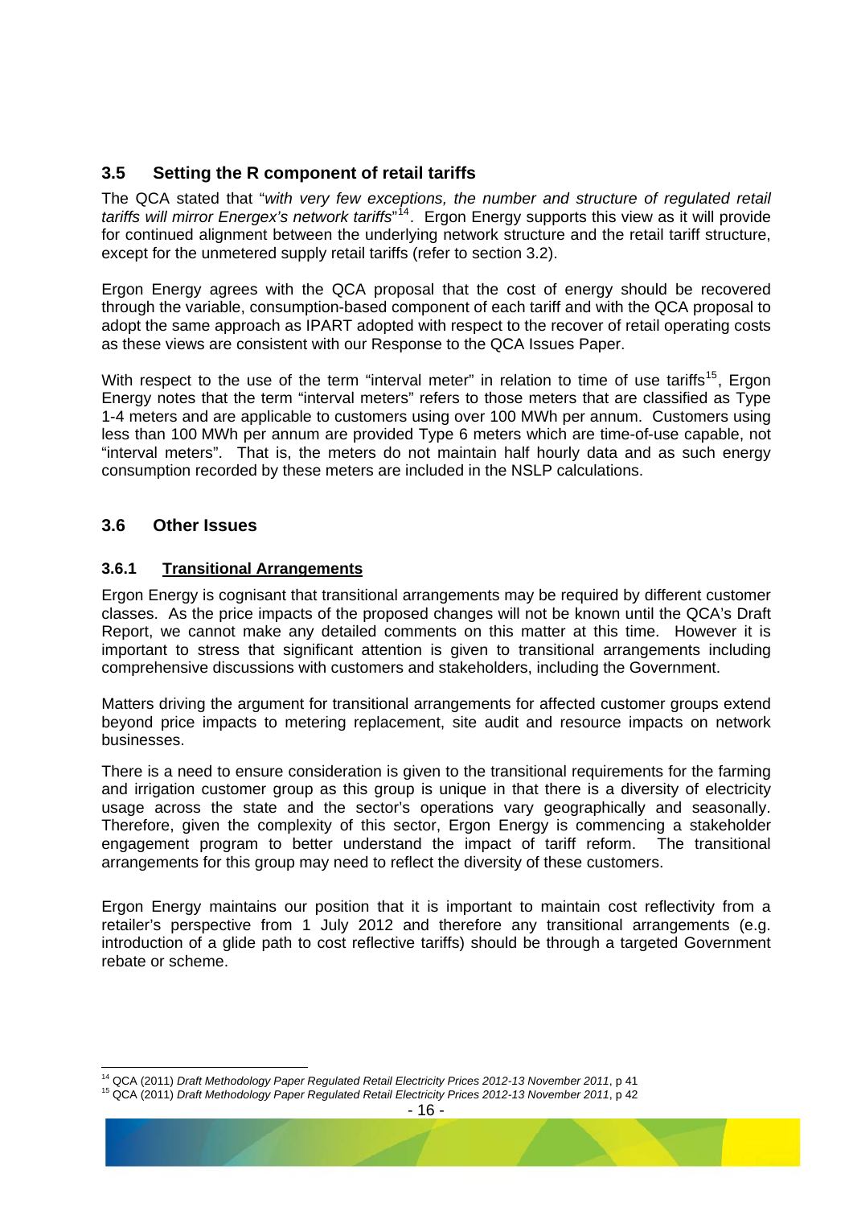## 3.5 Setting the R component of retail tariffs

The QCA stated that "*with very few exceptions, the number and structure of regulated retail tariffs will mirror Energex's network tariffs*"[14]. Ergon Energy supports this view as it will provide for continued alignment between the underlying network structure and the retail tariff structure, except for the unmetered supply retail tariffs (refer to section 3.2).

Ergon Energy agrees with the QCA proposal that the cost of energy should be recovered through the variable, consumption-based component of each tariff and with the QCA proposal to adopt the same approach as IPART adopted with respect to the recover of retail operating costs as these views are consistent with our Response to the QCA Issues Paper.

With respect to the use of the term "interval meter" in relation to time of use tariffs[15], Ergon Energy notes that the term "interval meters" refers to those meters that are classified as Type 1-4 meters and are applicable to customers using over 100 MWh per annum. Customers using less than 100 MWh per annum are provided Type 6 meters which are time-of-use capable, not "interval meters". That is, the meters do not maintain half hourly data and as such energy consumption recorded by these meters are included in the NSLP calculations.

## 3.6 Other Issues

### 3.6.1 Transitional Arrangements

Ergon Energy is cognisant that transitional arrangements may be required by different customer classes. As the price impacts of the proposed changes will not be known until the QCA's Draft Report, we cannot make any detailed comments on this matter at this time. However it is important to stress that significant attention is given to transitional arrangements including comprehensive discussions with customers and stakeholders, including the Government.

Matters driving the argument for transitional arrangements for affected customer groups extend beyond price impacts to metering replacement, site audit and resource impacts on network businesses.

There is a need to ensure consideration is given to the transitional requirements for the farming and irrigation customer group as this group is unique in that there is a diversity of electricity usage across the state and the sector's operations vary geographically and seasonally. Therefore, given the complexity of this sector, Ergon Energy is commencing a stakeholder engagement program to better understand the impact of tariff reform. The transitional arrangements for this group may need to reflect the diversity of these customers.

Ergon Energy maintains our position that it is important to maintain cost reflectivity from a retailer's perspective from 1 July 2012 and therefore any transitional arrangements (e.g. introduction of a glide path to cost reflective tariffs) should be through a targeted Government rebate or scheme.

[14] QCA (2011) *Draft Methodology Paper Regulated Retail Electricity Prices 2012-13 November 2011*, p 41
[15] QCA (2011) *Draft Methodology Paper Regulated Retail Electricity Prices 2012-13 November 2011*, p 42